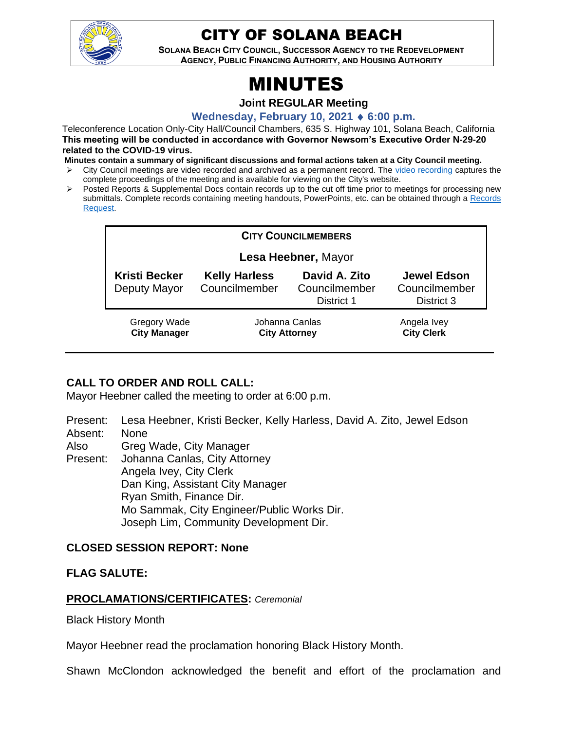# CITY OF SOLANA BEACH

**SOLANA BEACH CITY COUNCIL, SUCCESSOR AGENCY TO THE REDEVELOPMENT AGENCY, PUBLIC FINANCING AUTHORITY, AND HOUSING AUTHORITY**

# MINUTES

**Joint REGULAR Meeting**

**Wednesday, February 10, 2021 ♦ 6:00 p.m.**

Teleconference Location Only-City Hall/Council Chambers, 635 S. Highway 101, Solana Beach, California
**This meeting will be conducted in accordance with Governor Newsom's Executive Order N-29-20 related to the COVID-19 virus.**

**Minutes contain a summary of significant discussions and formal actions taken at a City Council meeting.**

- City Council meetings are video recorded and archived as a permanent record. The video recording captures the complete proceedings of the meeting and is available for viewing on the City's website.
- Posted Reports & Supplemental Docs contain records up to the cut off time prior to meetings for processing new submittals. Complete records containing meeting handouts, PowerPoints, etc. can be obtained through a Records Request.

**CITY COUNCILMEMBERS**

**Lesa Heebner,** Mayor

| **Kristi Becker** Deputy Mayor | **Kelly Harless** Councilmember | **David A. Zito** Councilmember District 1 | **Jewel Edson** Councilmember District 3 |
|---|---|---|---|

| Gregory Wade **City Manager** | Johanna Canlas **City Attorney** | Angela Ivey **City Clerk** |
|---|---|---|

## CALL TO ORDER AND ROLL CALL:

Mayor Heebner called the meeting to order at 6:00 p.m.

Present: Lesa Heebner, Kristi Becker, Kelly Harless, David A. Zito, Jewel Edson
Absent: None
Also Present: Greg Wade, City Manager
Johanna Canlas, City Attorney
Angela Ivey, City Clerk
Dan King, Assistant City Manager
Ryan Smith, Finance Dir.
Mo Sammak, City Engineer/Public Works Dir.
Joseph Lim, Community Development Dir.

## CLOSED SESSION REPORT: None

## FLAG SALUTE:

## PROCLAMATIONS/CERTIFICATES: *Ceremonial*

Black History Month

Mayor Heebner read the proclamation honoring Black History Month.

Shawn McClondon acknowledged the benefit and effort of the proclamation and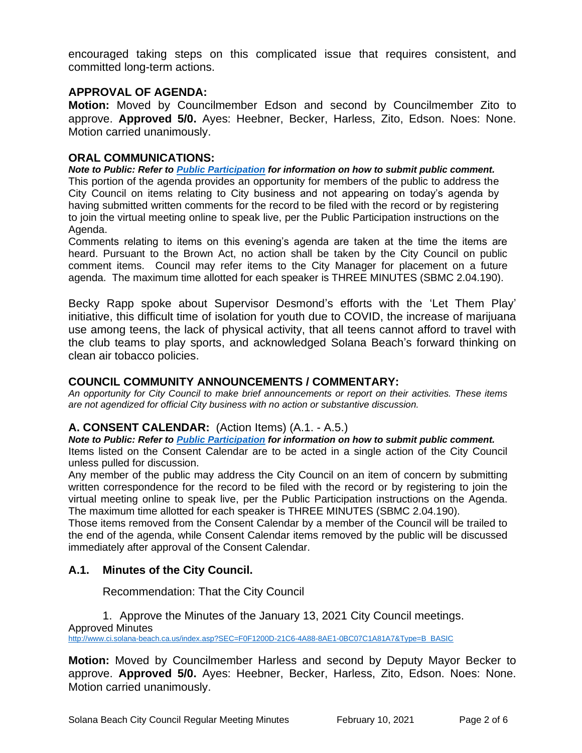encouraged taking steps on this complicated issue that requires consistent, and committed long-term actions.

## APPROVAL OF AGENDA:

**Motion:** Moved by Councilmember Edson and second by Councilmember Zito to approve. **Approved 5/0.** Ayes: Heebner, Becker, Harless, Zito, Edson. Noes: None. Motion carried unanimously.

## ORAL COMMUNICATIONS:

***Note to Public: Refer to [Public Participation](#) for information on how to submit public comment.***

This portion of the agenda provides an opportunity for members of the public to address the City Council on items relating to City business and not appearing on today's agenda by having submitted written comments for the record to be filed with the record or by registering to join the virtual meeting online to speak live, per the Public Participation instructions on the Agenda.

Comments relating to items on this evening's agenda are taken at the time the items are heard. Pursuant to the Brown Act, no action shall be taken by the City Council on public comment items. Council may refer items to the City Manager for placement on a future agenda. The maximum time allotted for each speaker is THREE MINUTES (SBMC 2.04.190).

Becky Rapp spoke about Supervisor Desmond's efforts with the 'Let Them Play' initiative, this difficult time of isolation for youth due to COVID, the increase of marijuana use among teens, the lack of physical activity, that all teens cannot afford to travel with the club teams to play sports, and acknowledged Solana Beach's forward thinking on clean air tobacco policies.

## COUNCIL COMMUNITY ANNOUNCEMENTS / COMMENTARY:

*An opportunity for City Council to make brief announcements or report on their activities. These items are not agendized for official City business with no action or substantive discussion.*

## A. CONSENT CALENDAR: (Action Items) (A.1. - A.5.)

***Note to Public: Refer to [Public Participation](#) for information on how to submit public comment.***

Items listed on the Consent Calendar are to be acted in a single action of the City Council unless pulled for discussion.

Any member of the public may address the City Council on an item of concern by submitting written correspondence for the record to be filed with the record or by registering to join the virtual meeting online to speak live, per the Public Participation instructions on the Agenda. The maximum time allotted for each speaker is THREE MINUTES (SBMC 2.04.190).

Those items removed from the Consent Calendar by a member of the Council will be trailed to the end of the agenda, while Consent Calendar items removed by the public will be discussed immediately after approval of the Consent Calendar.

### A.1. Minutes of the City Council.

Recommendation: That the City Council

1. Approve the Minutes of the January 13, 2021 City Council meetings.

Approved Minutes
[http://www.ci.solana-beach.ca.us/index.asp?SEC=F0F1200D-21C6-4A88-8AE1-0BC07C1A81A7&Type=B_BASIC](http://www.ci.solana-beach.ca.us/index.asp?SEC=F0F1200D-21C6-4A88-8AE1-0BC07C1A81A7&Type=B_BASIC)

**Motion:** Moved by Councilmember Harless and second by Deputy Mayor Becker to approve. **Approved 5/0.** Ayes: Heebner, Becker, Harless, Zito, Edson. Noes: None. Motion carried unanimously.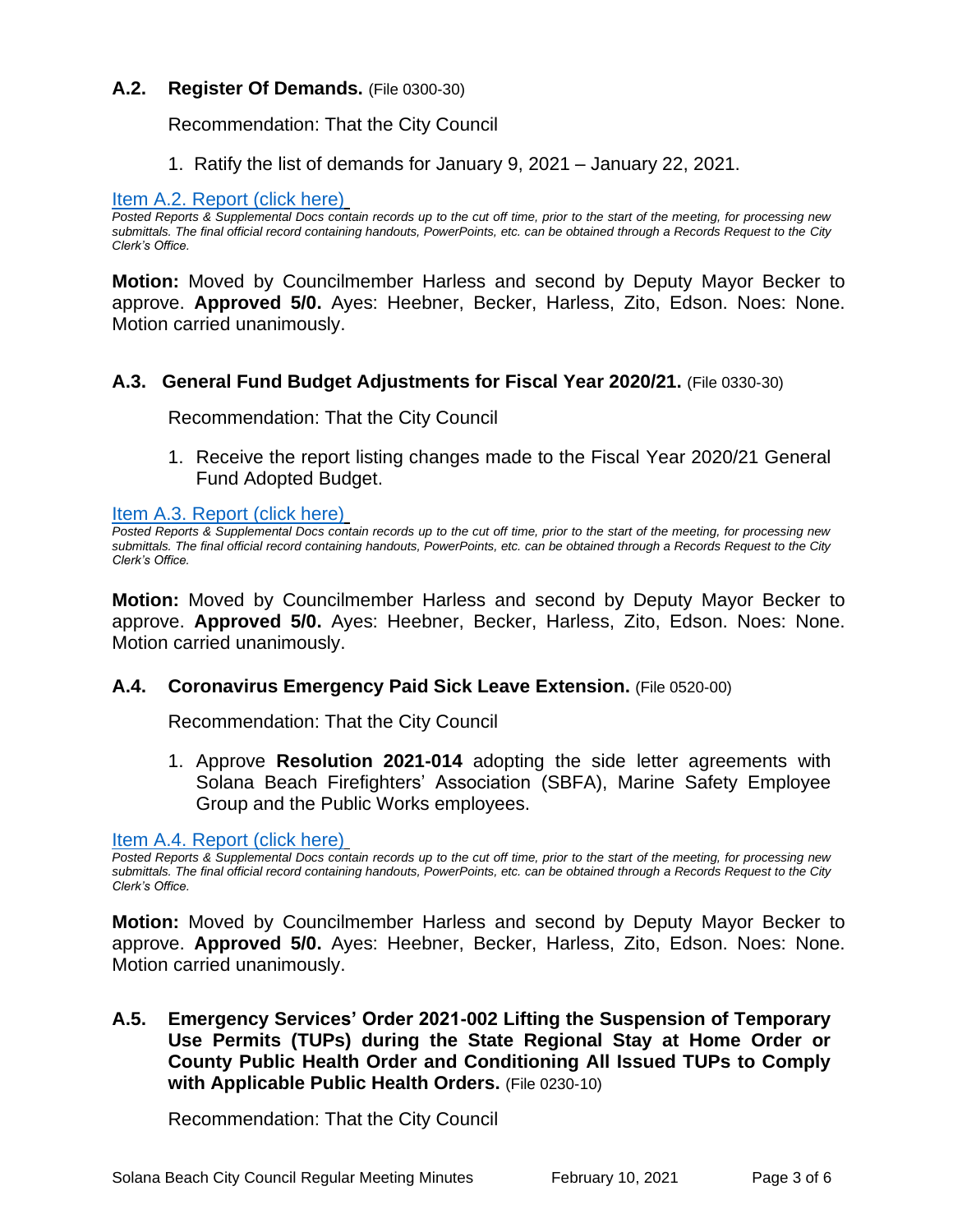**A.2. Register Of Demands.** (File 0300-30)

Recommendation: That the City Council

1. Ratify the list of demands for January 9, 2021 – January 22, 2021.

Item A.2. Report (click here)

*Posted Reports & Supplemental Docs contain records up to the cut off time, prior to the start of the meeting, for processing new submittals. The final official record containing handouts, PowerPoints, etc. can be obtained through a Records Request to the City Clerk's Office.*

**Motion:** Moved by Councilmember Harless and second by Deputy Mayor Becker to approve. **Approved 5/0.** Ayes: Heebner, Becker, Harless, Zito, Edson. Noes: None. Motion carried unanimously.

**A.3. General Fund Budget Adjustments for Fiscal Year 2020/21.** (File 0330-30)

Recommendation: That the City Council

1. Receive the report listing changes made to the Fiscal Year 2020/21 General Fund Adopted Budget.

Item A.3. Report (click here)

*Posted Reports & Supplemental Docs contain records up to the cut off time, prior to the start of the meeting, for processing new submittals. The final official record containing handouts, PowerPoints, etc. can be obtained through a Records Request to the City Clerk's Office.*

**Motion:** Moved by Councilmember Harless and second by Deputy Mayor Becker to approve. **Approved 5/0.** Ayes: Heebner, Becker, Harless, Zito, Edson. Noes: None. Motion carried unanimously.

**A.4. Coronavirus Emergency Paid Sick Leave Extension.** (File 0520-00)

Recommendation: That the City Council

1. Approve **Resolution 2021-014** adopting the side letter agreements with Solana Beach Firefighters' Association (SBFA), Marine Safety Employee Group and the Public Works employees.

Item A.4. Report (click here)

*Posted Reports & Supplemental Docs contain records up to the cut off time, prior to the start of the meeting, for processing new submittals. The final official record containing handouts, PowerPoints, etc. can be obtained through a Records Request to the City Clerk's Office.*

**Motion:** Moved by Councilmember Harless and second by Deputy Mayor Becker to approve. **Approved 5/0.** Ayes: Heebner, Becker, Harless, Zito, Edson. Noes: None. Motion carried unanimously.

**A.5. Emergency Services' Order 2021-002 Lifting the Suspension of Temporary Use Permits (TUPs) during the State Regional Stay at Home Order or County Public Health Order and Conditioning All Issued TUPs to Comply with Applicable Public Health Orders.** (File 0230-10)

Recommendation: That the City Council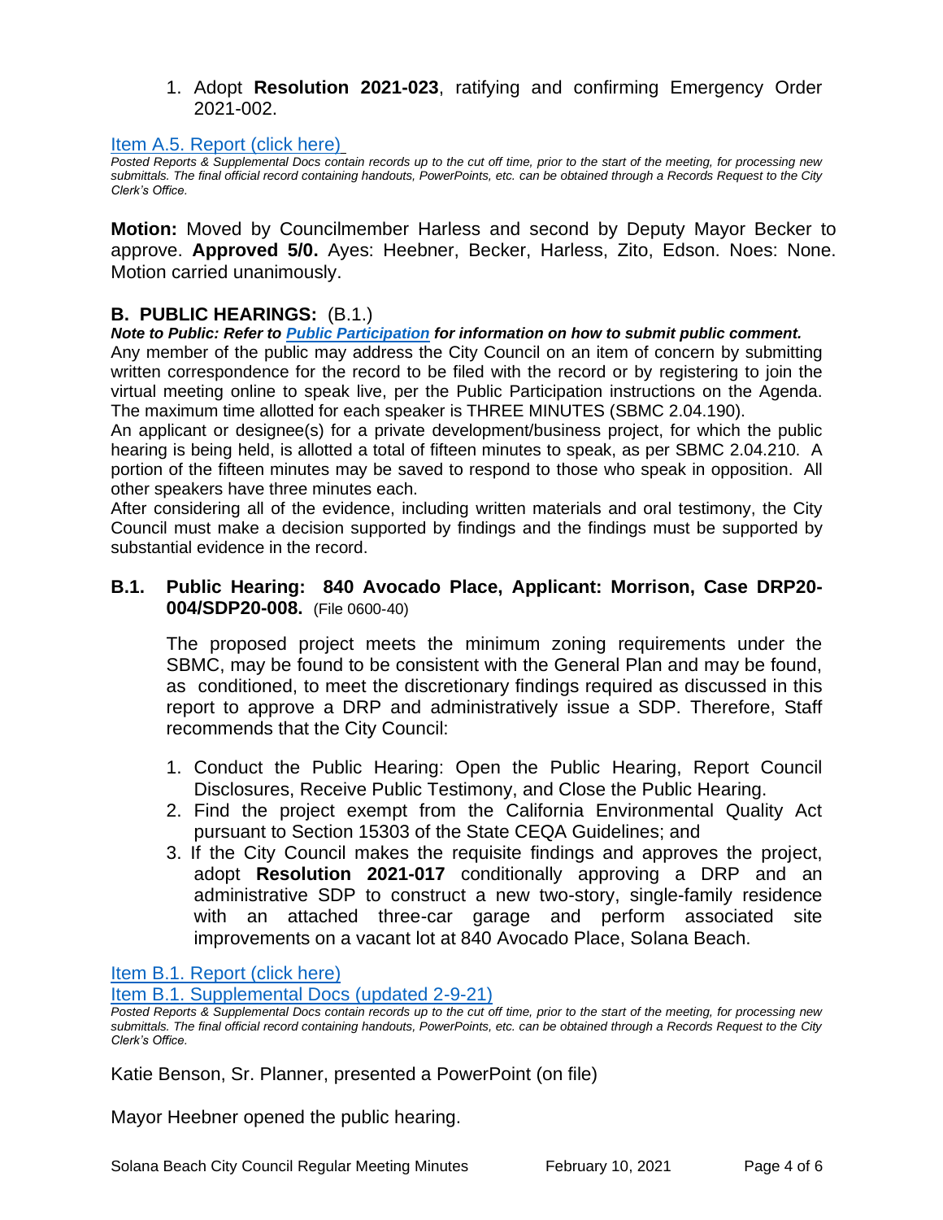1. Adopt **Resolution 2021-023**, ratifying and confirming Emergency Order 2021-002.

[Item A.5. Report (click here)](#)

*Posted Reports & Supplemental Docs contain records up to the cut off time, prior to the start of the meeting, for processing new submittals. The final official record containing handouts, PowerPoints, etc. can be obtained through a Records Request to the City Clerk's Office.*

**Motion:** Moved by Councilmember Harless and second by Deputy Mayor Becker to approve. **Approved 5/0.** Ayes: Heebner, Becker, Harless, Zito, Edson. Noes: None. Motion carried unanimously.

## B. PUBLIC HEARINGS: (B.1.)

***Note to Public: Refer to [Public Participation](#) for information on how to submit public comment.***

Any member of the public may address the City Council on an item of concern by submitting written correspondence for the record to be filed with the record or by registering to join the virtual meeting online to speak live, per the Public Participation instructions on the Agenda. The maximum time allotted for each speaker is THREE MINUTES (SBMC 2.04.190).

An applicant or designee(s) for a private development/business project, for which the public hearing is being held, is allotted a total of fifteen minutes to speak, as per SBMC 2.04.210. A portion of the fifteen minutes may be saved to respond to those who speak in opposition. All other speakers have three minutes each.

After considering all of the evidence, including written materials and oral testimony, the City Council must make a decision supported by findings and the findings must be supported by substantial evidence in the record.

### B.1. Public Hearing: 840 Avocado Place, Applicant: Morrison, Case DRP20-004/SDP20-008. (File 0600-40)

The proposed project meets the minimum zoning requirements under the SBMC, may be found to be consistent with the General Plan and may be found, as conditioned, to meet the discretionary findings required as discussed in this report to approve a DRP and administratively issue a SDP. Therefore, Staff recommends that the City Council:

1. Conduct the Public Hearing: Open the Public Hearing, Report Council Disclosures, Receive Public Testimony, and Close the Public Hearing.
2. Find the project exempt from the California Environmental Quality Act pursuant to Section 15303 of the State CEQA Guidelines; and
3. If the City Council makes the requisite findings and approves the project, adopt **Resolution 2021-017** conditionally approving a DRP and an administrative SDP to construct a new two-story, single-family residence with an attached three-car garage and perform associated site improvements on a vacant lot at 840 Avocado Place, Solana Beach.

[Item B.1. Report (click here)](#)

[Item B.1. Supplemental Docs (updated 2-9-21)](#)

*Posted Reports & Supplemental Docs contain records up to the cut off time, prior to the start of the meeting, for processing new submittals. The final official record containing handouts, PowerPoints, etc. can be obtained through a Records Request to the City Clerk's Office.*

Katie Benson, Sr. Planner, presented a PowerPoint (on file)

Mayor Heebner opened the public hearing.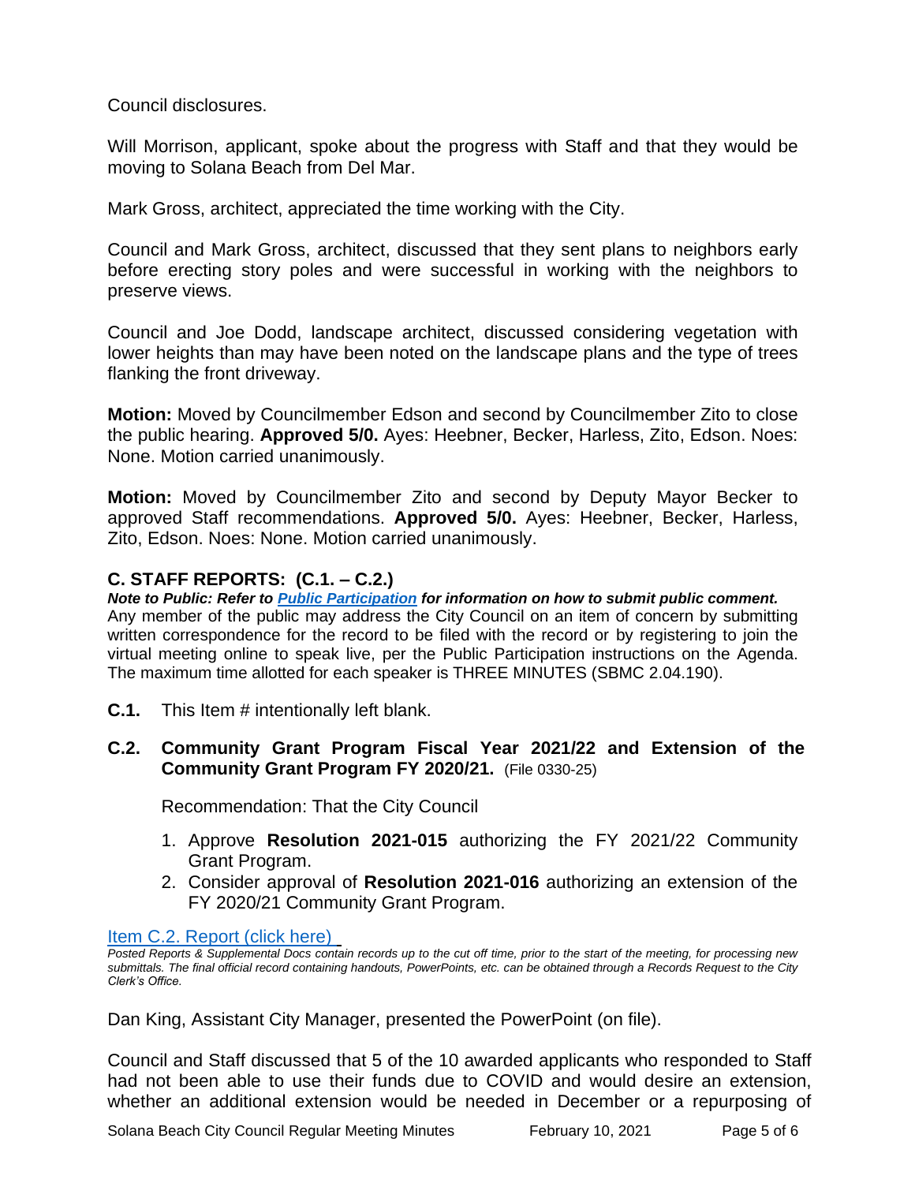Council disclosures.

Will Morrison, applicant, spoke about the progress with Staff and that they would be moving to Solana Beach from Del Mar.

Mark Gross, architect, appreciated the time working with the City.

Council and Mark Gross, architect, discussed that they sent plans to neighbors early before erecting story poles and were successful in working with the neighbors to preserve views.

Council and Joe Dodd, landscape architect, discussed considering vegetation with lower heights than may have been noted on the landscape plans and the type of trees flanking the front driveway.

**Motion:** Moved by Councilmember Edson and second by Councilmember Zito to close the public hearing. **Approved 5/0.** Ayes: Heebner, Becker, Harless, Zito, Edson. Noes: None. Motion carried unanimously.

**Motion:** Moved by Councilmember Zito and second by Deputy Mayor Becker to approved Staff recommendations. **Approved 5/0.** Ayes: Heebner, Becker, Harless, Zito, Edson. Noes: None. Motion carried unanimously.

## C. STAFF REPORTS: (C.1. – C.2.)

***Note to Public: Refer to Public Participation for information on how to submit public comment.***
Any member of the public may address the City Council on an item of concern by submitting written correspondence for the record to be filed with the record or by registering to join the virtual meeting online to speak live, per the Public Participation instructions on the Agenda. The maximum time allotted for each speaker is THREE MINUTES (SBMC 2.04.190).

**C.1.** This Item # intentionally left blank.

**C.2. Community Grant Program Fiscal Year 2021/22 and Extension of the Community Grant Program FY 2020/21.** (File 0330-25)

Recommendation: That the City Council

1. Approve **Resolution 2021-015** authorizing the FY 2021/22 Community Grant Program.
2. Consider approval of **Resolution 2021-016** authorizing an extension of the FY 2020/21 Community Grant Program.

Item C.2. Report (click here)

*Posted Reports & Supplemental Docs contain records up to the cut off time, prior to the start of the meeting, for processing new submittals. The final official record containing handouts, PowerPoints, etc. can be obtained through a Records Request to the City Clerk's Office.*

Dan King, Assistant City Manager, presented the PowerPoint (on file).

Council and Staff discussed that 5 of the 10 awarded applicants who responded to Staff had not been able to use their funds due to COVID and would desire an extension, whether an additional extension would be needed in December or a repurposing of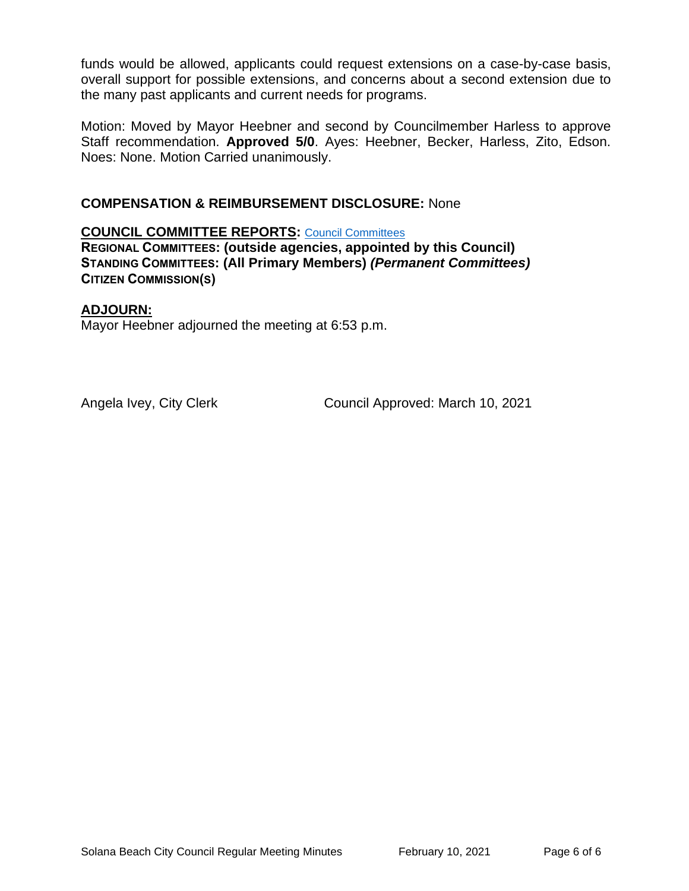funds would be allowed, applicants could request extensions on a case-by-case basis, overall support for possible extensions, and concerns about a second extension due to the many past applicants and current needs for programs.

Motion: Moved by Mayor Heebner and second by Councilmember Harless to approve Staff recommendation. **Approved 5/0**. Ayes: Heebner, Becker, Harless, Zito, Edson. Noes: None. Motion Carried unanimously.

**COMPENSATION & REIMBURSEMENT DISCLOSURE:** None

**COUNCIL COMMITTEE REPORTS:** Council Committees

**REGIONAL COMMITTEES: (outside agencies, appointed by this Council)**
**STANDING COMMITTEES: (All Primary Members)** ***(Permanent Committees)***
**CITIZEN COMMISSION(S)**

**ADJOURN:**

Mayor Heebner adjourned the meeting at 6:53 p.m.

Angela Ivey, City Clerk Council Approved: March 10, 2021